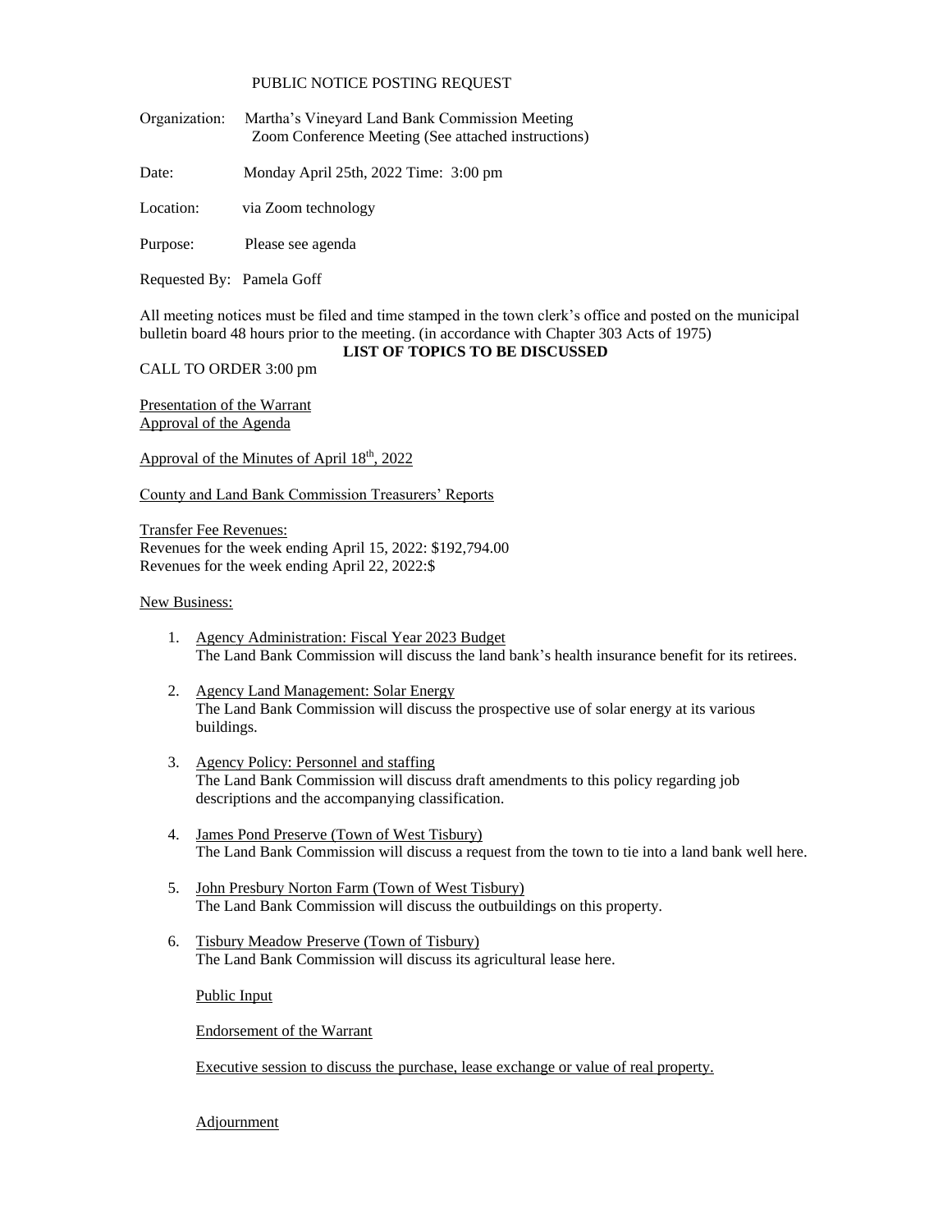PUBLIC NOTICE POSTING REQUEST

Organization: Martha's Vineyard Land Bank Commission Meeting
Zoom Conference Meeting (See attached instructions)

Date: Monday April 25th, 2022 Time: 3:00 pm

Location: via Zoom technology

Purpose: Please see agenda

Requested By: Pamela Goff

All meeting notices must be filed and time stamped in the town clerk's office and posted on the municipal bulletin board 48 hours prior to the meeting. (in accordance with Chapter 303 Acts of 1975)

**LIST OF TOPICS TO BE DISCUSSED**

CALL TO ORDER 3:00 pm

Presentation of the Warrant
Approval of the Agenda

Approval of the Minutes of April 18th, 2022

County and Land Bank Commission Treasurers' Reports

Transfer Fee Revenues:
Revenues for the week ending April 15, 2022: $192,794.00
Revenues for the week ending April 22, 2022:$

New Business:

1. Agency Administration: Fiscal Year 2023 Budget
   The Land Bank Commission will discuss the land bank's health insurance benefit for its retirees.

2. Agency Land Management: Solar Energy
   The Land Bank Commission will discuss the prospective use of solar energy at its various buildings.

3. Agency Policy: Personnel and staffing
   The Land Bank Commission will discuss draft amendments to this policy regarding job descriptions and the accompanying classification.

4. James Pond Preserve (Town of West Tisbury)
   The Land Bank Commission will discuss a request from the town to tie into a land bank well here.

5. John Presbury Norton Farm (Town of West Tisbury)
   The Land Bank Commission will discuss the outbuildings on this property.

6. Tisbury Meadow Preserve (Town of Tisbury)
   The Land Bank Commission will discuss its agricultural lease here.

Public Input

Endorsement of the Warrant

Executive session to discuss the purchase, lease exchange or value of real property.

Adjournment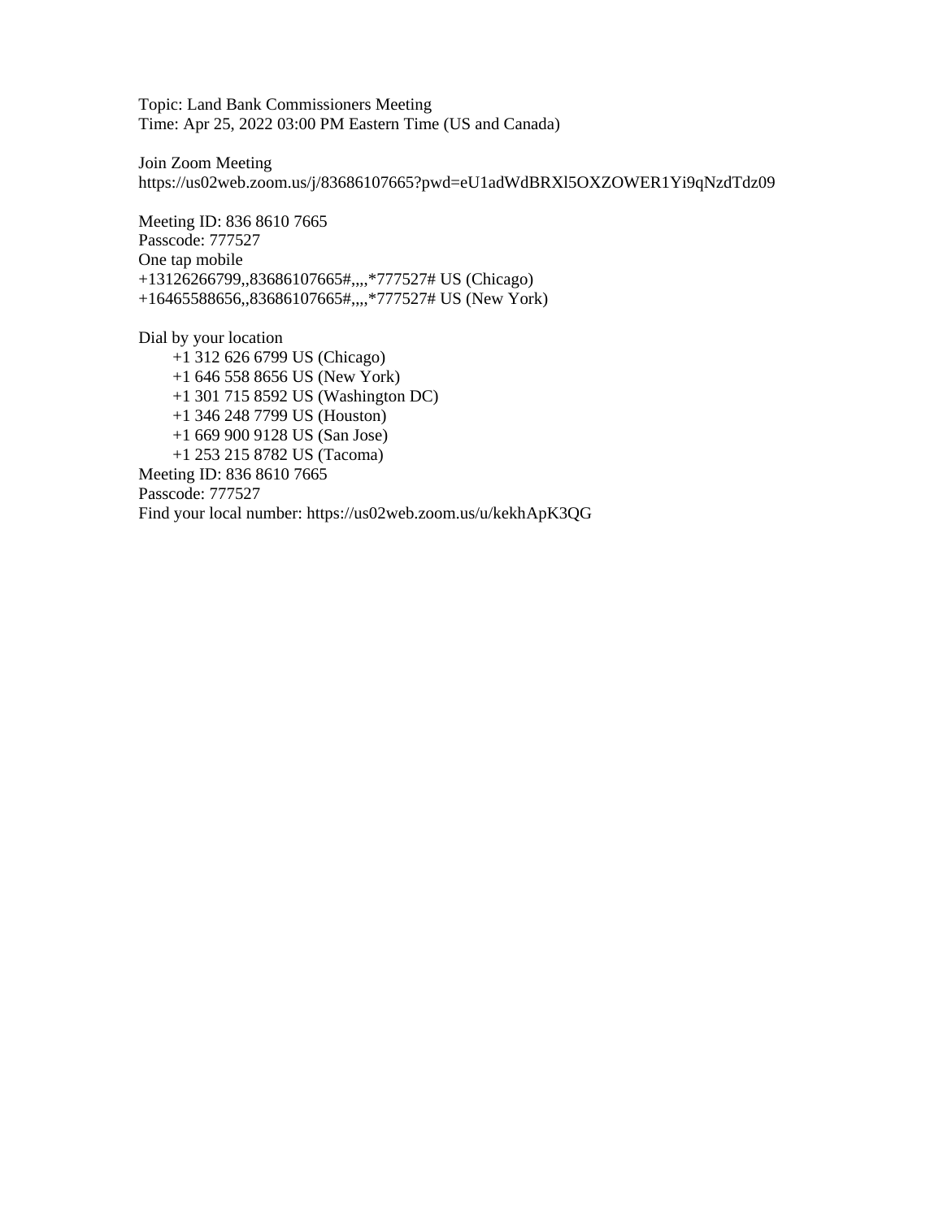Topic: Land Bank Commissioners Meeting
Time: Apr 25, 2022 03:00 PM Eastern Time (US and Canada)

Join Zoom Meeting
https://us02web.zoom.us/j/83686107665?pwd=eU1adWdBRXl5OXZOWER1Yi9qNzdTdz09

Meeting ID: 836 8610 7665
Passcode: 777527
One tap mobile
+13126266799,,83686107665#,,,,*777527# US (Chicago)
+16465588656,,83686107665#,,,,*777527# US (New York)

Dial by your location
+1 312 626 6799 US (Chicago)
+1 646 558 8656 US (New York)
+1 301 715 8592 US (Washington DC)
+1 346 248 7799 US (Houston)
+1 669 900 9128 US (San Jose)
+1 253 215 8782 US (Tacoma)
Meeting ID: 836 8610 7665
Passcode: 777527
Find your local number: https://us02web.zoom.us/u/kekhApK3QG